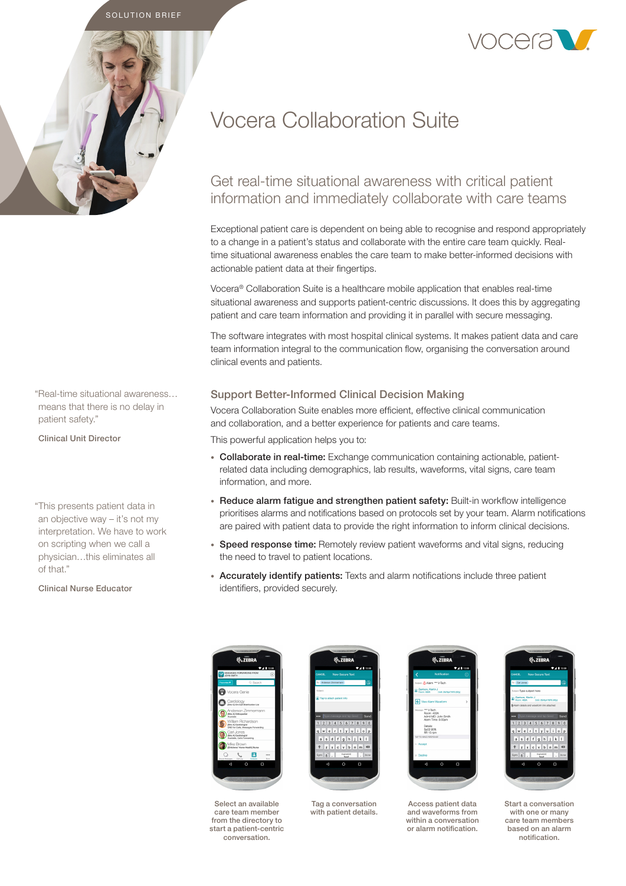SOLUTION BRIEF

# Vocera Collaboration Suite

## Get real-time situational awareness with critical patient information and immediately collaborate with care teams

Exceptional patient care is dependent on being able to recognise and respond appropriately to a change in a patient's status and collaborate with the entire care team quickly. Real-time situational awareness enables the care team to make better-informed decisions with actionable patient data at their fingertips.

Vocera® Collaboration Suite is a healthcare mobile application that enables real-time situational awareness and supports patient-centric discussions. It does this by aggregating patient and care team information and providing it in parallel with secure messaging.

The software integrates with most hospital clinical systems. It makes patient data and care team information integral to the communication flow, organising the conversation around clinical events and patients.

"Real-time situational awareness… means that there is no delay in patient safety."

Clinical Unit Director

"This presents patient data in an objective way – it's not my interpretation. We have to work on scripting when we call a physician…this eliminates all of that."

Clinical Nurse Educator

### Support Better-Informed Clinical Decision Making

Vocera Collaboration Suite enables more efficient, effective clinical communication and collaboration, and a better experience for patients and care teams.

This powerful application helps you to:

- **Collaborate in real-time:** Exchange communication containing actionable, patient-related data including demographics, lab results, waveforms, vital signs, care team information, and more.
- **Reduce alarm fatigue and strengthen patient safety:** Built-in workflow intelligence prioritises alarms and notifications based on protocols set by your team. Alarm notifications are paired with patient data to provide the right information to inform clinical decisions.
- **Speed response time:** Remotely review patient waveforms and vital signs, reducing the need to travel to patient locations.
- **Accurately identify patients:** Texts and alarm notifications include three patient identifiers, provided securely.

Select an available care team member from the directory to start a patient-centric conversation.

Tag a conversation with patient details.

Access patient data and waveforms from within a conversation or alarm notification.

Start a conversation with one or many care team members based on an alarm notification.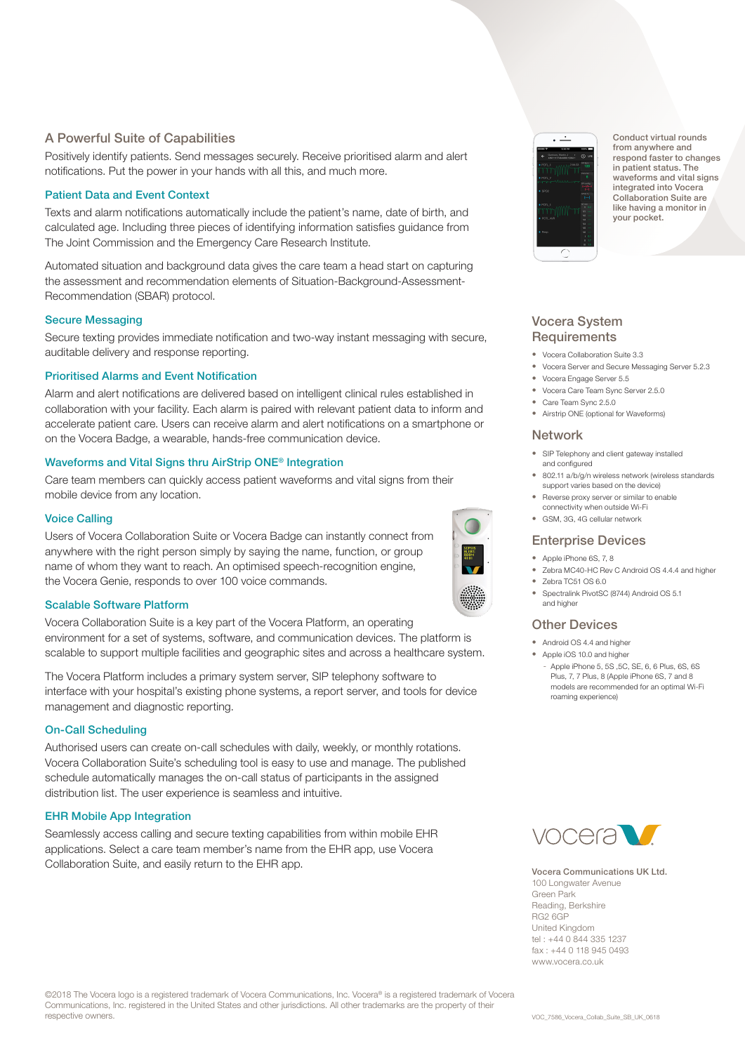## A Powerful Suite of Capabilities

Positively identify patients. Send messages securely. Receive prioritised alarm and alert notifications. Put the power in your hands with all this, and much more.

### Patient Data and Event Context

Texts and alarm notifications automatically include the patient's name, date of birth, and calculated age. Including three pieces of identifying information satisfies guidance from The Joint Commission and the Emergency Care Research Institute.

Automated situation and background data gives the care team a head start on capturing the assessment and recommendation elements of Situation-Background-Assessment-Recommendation (SBAR) protocol.

### Secure Messaging

Secure texting provides immediate notification and two-way instant messaging with secure, auditable delivery and response reporting.

### Prioritised Alarms and Event Notification

Alarm and alert notifications are delivered based on intelligent clinical rules established in collaboration with your facility. Each alarm is paired with relevant patient data to inform and accelerate patient care. Users can receive alarm and alert notifications on a smartphone or on the Vocera Badge, a wearable, hands-free communication device.

### Waveforms and Vital Signs thru AirStrip ONE® Integration

Care team members can quickly access patient waveforms and vital signs from their mobile device from any location.

### Voice Calling

Users of Vocera Collaboration Suite or Vocera Badge can instantly connect from anywhere with the right person simply by saying the name, function, or group name of whom they want to reach. An optimised speech-recognition engine, the Vocera Genie, responds to over 100 voice commands.

### Scalable Software Platform

Vocera Collaboration Suite is a key part of the Vocera Platform, an operating environment for a set of systems, software, and communication devices. The platform is scalable to support multiple facilities and geographic sites and across a healthcare system.

The Vocera Platform includes a primary system server, SIP telephony software to interface with your hospital's existing phone systems, a report server, and tools for device management and diagnostic reporting.

### On-Call Scheduling

Authorised users can create on-call schedules with daily, weekly, or monthly rotations. Vocera Collaboration Suite's scheduling tool is easy to use and manage. The published schedule automatically manages the on-call status of participants in the assigned distribution list. The user experience is seamless and intuitive.

### EHR Mobile App Integration

Seamlessly access calling and secure texting capabilities from within mobile EHR applications. Select a care team member's name from the EHR app, use Vocera Collaboration Suite, and easily return to the EHR app.

Conduct virtual rounds from anywhere and respond faster to changes in patient status. The waveforms and vital signs integrated into Vocera Collaboration Suite are like having a monitor in your pocket.

## Vocera System Requirements

- Vocera Collaboration Suite 3.3
- Vocera Server and Secure Messaging Server 5.2.3
- Vocera Engage Server 5.5
- Vocera Care Team Sync Server 2.5.0
- Care Team Sync 2.5.0
- Airstrip ONE (optional for Waveforms)

## Network

- SIP Telephony and client gateway installed and configured
- 802.11 a/b/g/n wireless network (wireless standards support varies based on the device)
- Reverse proxy server or similar to enable connectivity when outside Wi-Fi
- GSM, 3G, 4G cellular network

## Enterprise Devices

- Apple iPhone 6S, 7, 8
- Zebra MC40-HC Rev C Android OS 4.4.4 and higher
- Zebra TC51 OS 6.0
- Spectralink PivotSC (8744) Android OS 5.1 and higher

## Other Devices

- Android OS 4.4 and higher
- Apple iOS 10.0 and higher
  - Apple iPhone 5, 5S ,5C, SE, 6, 6 Plus, 6S, 6S Plus, 7, 7 Plus, 8 (Apple iPhone 6S, 7 and 8 models are recommended for an optimal Wi-Fi roaming experience)

**Vocera Communications UK Ltd.**
100 Longwater Avenue
Green Park
Reading, Berkshire
RG2 6GP
United Kingdom
tel : +44 0 844 335 1237
fax : +44 0 118 945 0493
www.vocera.co.uk

©2018 The Vocera logo is a registered trademark of Vocera Communications, Inc. Vocera® is a registered trademark of Vocera Communications, Inc. registered in the United States and other jurisdictions. All other trademarks are the property of their respective owners.

VOC_7586_Vocera_Collab_Suite_SB_UK_0618